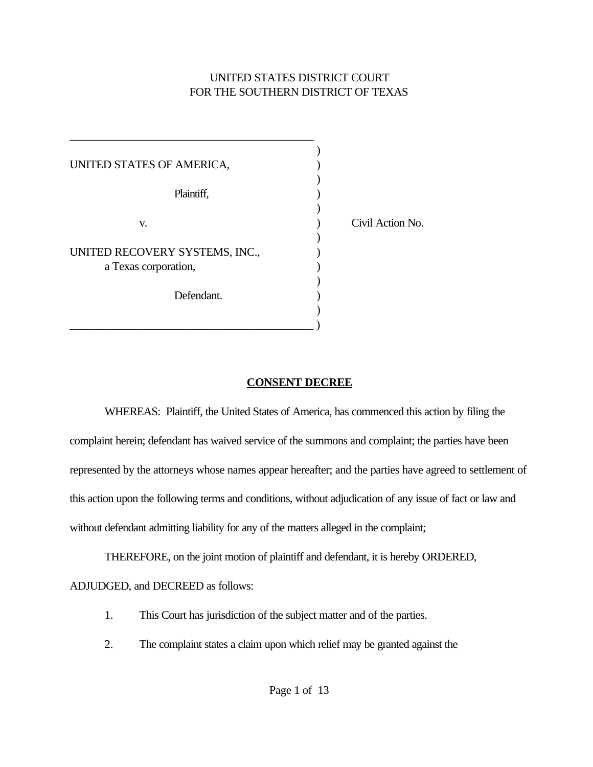UNITED STATES DISTRICT COURT
FOR THE SOUTHERN DISTRICT OF TEXAS

| | |
|---|---|
| UNITED STATES OF AMERICA,<br><br>Plaintiff,<br><br>v.<br><br>UNITED RECOVERY SYSTEMS, INC.,<br>a Texas corporation,<br><br>Defendant. | Civil Action No. |

## CONSENT DECREE

WHEREAS: Plaintiff, the United States of America, has commenced this action by filing the complaint herein; defendant has waived service of the summons and complaint; the parties have been represented by the attorneys whose names appear hereafter; and the parties have agreed to settlement of this action upon the following terms and conditions, without adjudication of any issue of fact or law and without defendant admitting liability for any of the matters alleged in the complaint;

THEREFORE, on the joint motion of plaintiff and defendant, it is hereby ORDERED, ADJUDGED, and DECREED as follows:

1. This Court has jurisdiction of the subject matter and of the parties.

2. The complaint states a claim upon which relief may be granted against the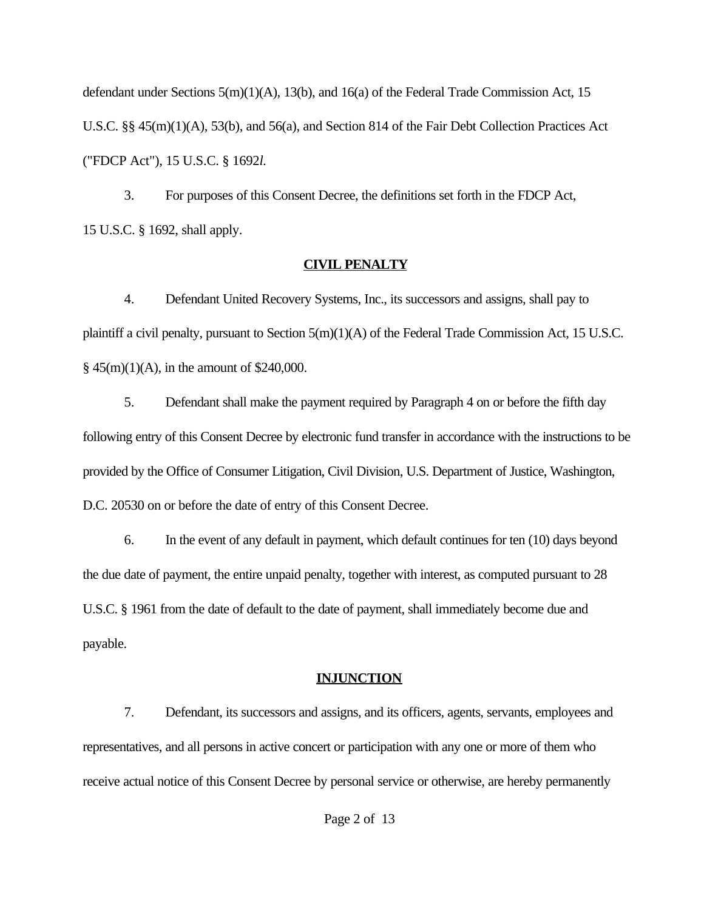defendant under Sections 5(m)(1)(A), 13(b), and 16(a) of the Federal Trade Commission Act, 15 U.S.C. §§ 45(m)(1)(A), 53(b), and 56(a), and Section 814 of the Fair Debt Collection Practices Act ("FDCP Act"), 15 U.S.C. § 1692*l*.

3. For purposes of this Consent Decree, the definitions set forth in the FDCP Act, 15 U.S.C. § 1692, shall apply.

**CIVIL PENALTY**

4. Defendant United Recovery Systems, Inc., its successors and assigns, shall pay to plaintiff a civil penalty, pursuant to Section 5(m)(1)(A) of the Federal Trade Commission Act, 15 U.S.C. § 45(m)(1)(A), in the amount of $240,000.

5. Defendant shall make the payment required by Paragraph 4 on or before the fifth day following entry of this Consent Decree by electronic fund transfer in accordance with the instructions to be provided by the Office of Consumer Litigation, Civil Division, U.S. Department of Justice, Washington, D.C. 20530 on or before the date of entry of this Consent Decree.

6. In the event of any default in payment, which default continues for ten (10) days beyond the due date of payment, the entire unpaid penalty, together with interest, as computed pursuant to 28 U.S.C. § 1961 from the date of default to the date of payment, shall immediately become due and payable.

**INJUNCTION**

7. Defendant, its successors and assigns, and its officers, agents, servants, employees and representatives, and all persons in active concert or participation with any one or more of them who receive actual notice of this Consent Decree by personal service or otherwise, are hereby permanently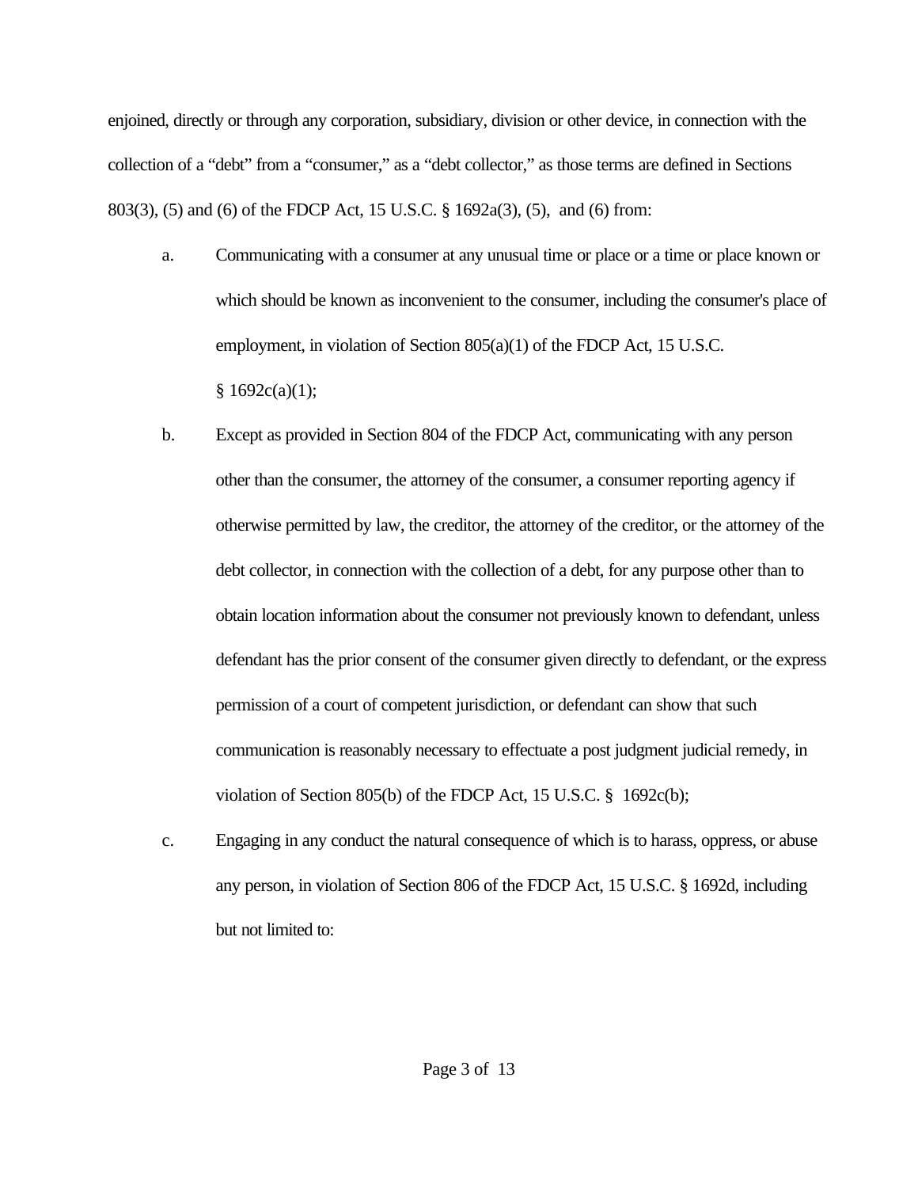enjoined, directly or through any corporation, subsidiary, division or other device, in connection with the collection of a "debt" from a "consumer," as a "debt collector," as those terms are defined in Sections 803(3), (5) and (6) of the FDCP Act, 15 U.S.C. § 1692a(3), (5), and (6) from:

a. Communicating with a consumer at any unusual time or place or a time or place known or which should be known as inconvenient to the consumer, including the consumer's place of employment, in violation of Section 805(a)(1) of the FDCP Act, 15 U.S.C. § 1692c(a)(1);

b. Except as provided in Section 804 of the FDCP Act, communicating with any person other than the consumer, the attorney of the consumer, a consumer reporting agency if otherwise permitted by law, the creditor, the attorney of the creditor, or the attorney of the debt collector, in connection with the collection of a debt, for any purpose other than to obtain location information about the consumer not previously known to defendant, unless defendant has the prior consent of the consumer given directly to defendant, or the express permission of a court of competent jurisdiction, or defendant can show that such communication is reasonably necessary to effectuate a post judgment judicial remedy, in violation of Section 805(b) of the FDCP Act, 15 U.S.C. § 1692c(b);

c. Engaging in any conduct the natural consequence of which is to harass, oppress, or abuse any person, in violation of Section 806 of the FDCP Act, 15 U.S.C. § 1692d, including but not limited to: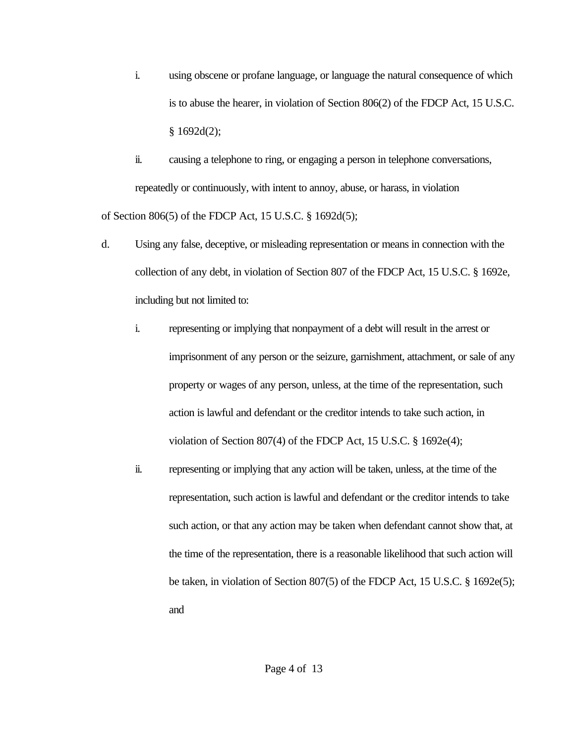i. using obscene or profane language, or language the natural consequence of which is to abuse the hearer, in violation of Section 806(2) of the FDCP Act, 15 U.S.C. § 1692d(2);

ii. causing a telephone to ring, or engaging a person in telephone conversations, repeatedly or continuously, with intent to annoy, abuse, or harass, in violation of Section 806(5) of the FDCP Act, 15 U.S.C. § 1692d(5);

d. Using any false, deceptive, or misleading representation or means in connection with the collection of any debt, in violation of Section 807 of the FDCP Act, 15 U.S.C. § 1692e, including but not limited to:

i. representing or implying that nonpayment of a debt will result in the arrest or imprisonment of any person or the seizure, garnishment, attachment, or sale of any property or wages of any person, unless, at the time of the representation, such action is lawful and defendant or the creditor intends to take such action, in violation of Section 807(4) of the FDCP Act, 15 U.S.C. § 1692e(4);

ii. representing or implying that any action will be taken, unless, at the time of the representation, such action is lawful and defendant or the creditor intends to take such action, or that any action may be taken when defendant cannot show that, at the time of the representation, there is a reasonable likelihood that such action will be taken, in violation of Section 807(5) of the FDCP Act, 15 U.S.C. § 1692e(5); and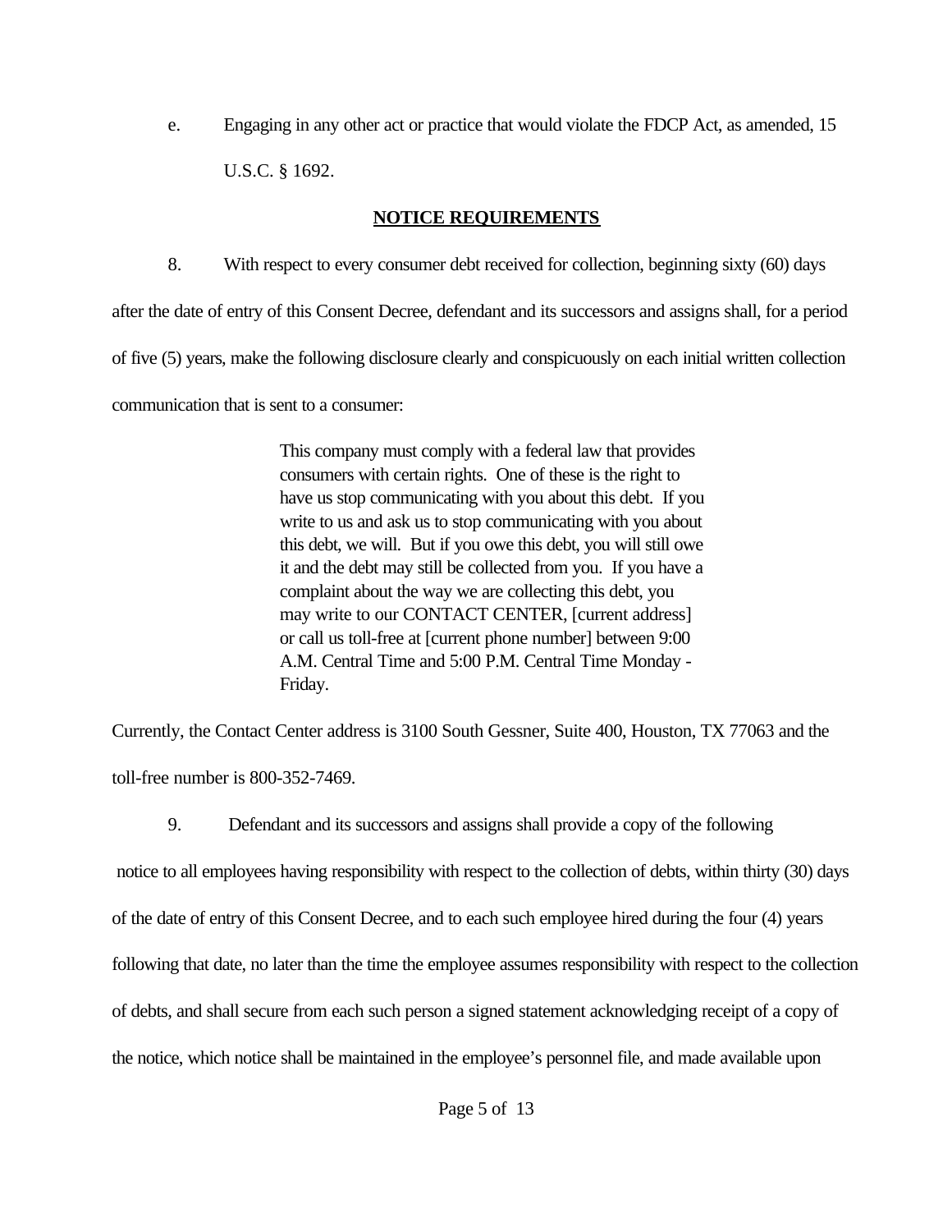e. Engaging in any other act or practice that would violate the FDCP Act, as amended, 15 U.S.C. § 1692.

**NOTICE REQUIREMENTS**

8. With respect to every consumer debt received for collection, beginning sixty (60) days after the date of entry of this Consent Decree, defendant and its successors and assigns shall, for a period of five (5) years, make the following disclosure clearly and conspicuously on each initial written collection communication that is sent to a consumer:

> This company must comply with a federal law that provides consumers with certain rights. One of these is the right to have us stop communicating with you about this debt. If you write to us and ask us to stop communicating with you about this debt, we will. But if you owe this debt, you will still owe it and the debt may still be collected from you. If you have a complaint about the way we are collecting this debt, you may write to our CONTACT CENTER, [current address] or call us toll-free at [current phone number] between 9:00 A.M. Central Time and 5:00 P.M. Central Time Monday - Friday.

Currently, the Contact Center address is 3100 South Gessner, Suite 400, Houston, TX 77063 and the toll-free number is 800-352-7469.

9. Defendant and its successors and assigns shall provide a copy of the following notice to all employees having responsibility with respect to the collection of debts, within thirty (30) days of the date of entry of this Consent Decree, and to each such employee hired during the four (4) years following that date, no later than the time the employee assumes responsibility with respect to the collection of debts, and shall secure from each such person a signed statement acknowledging receipt of a copy of the notice, which notice shall be maintained in the employee's personnel file, and made available upon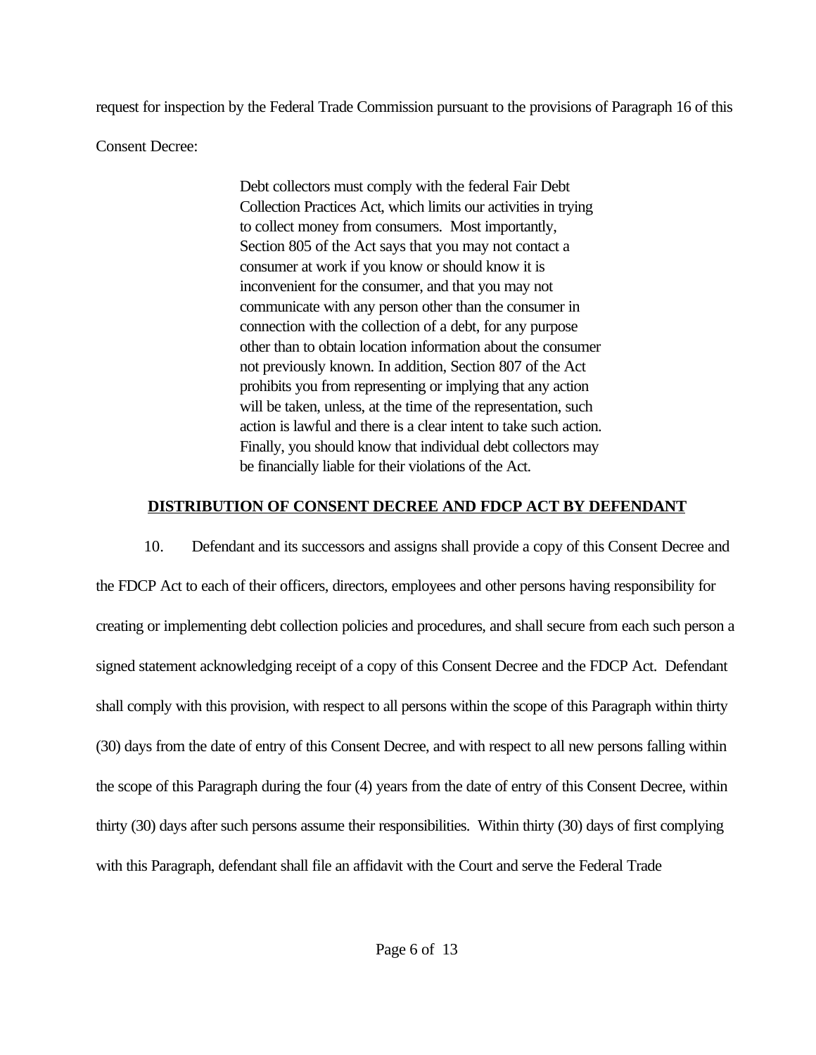request for inspection by the Federal Trade Commission pursuant to the provisions of Paragraph 16 of this Consent Decree:

> Debt collectors must comply with the federal Fair Debt Collection Practices Act, which limits our activities in trying to collect money from consumers. Most importantly, Section 805 of the Act says that you may not contact a consumer at work if you know or should know it is inconvenient for the consumer, and that you may not communicate with any person other than the consumer in connection with the collection of a debt, for any purpose other than to obtain location information about the consumer not previously known. In addition, Section 807 of the Act prohibits you from representing or implying that any action will be taken, unless, at the time of the representation, such action is lawful and there is a clear intent to take such action. Finally, you should know that individual debt collectors may be financially liable for their violations of the Act.

## DISTRIBUTION OF CONSENT DECREE AND FDCP ACT BY DEFENDANT

10. Defendant and its successors and assigns shall provide a copy of this Consent Decree and the FDCP Act to each of their officers, directors, employees and other persons having responsibility for creating or implementing debt collection policies and procedures, and shall secure from each such person a signed statement acknowledging receipt of a copy of this Consent Decree and the FDCP Act. Defendant shall comply with this provision, with respect to all persons within the scope of this Paragraph within thirty (30) days from the date of entry of this Consent Decree, and with respect to all new persons falling within the scope of this Paragraph during the four (4) years from the date of entry of this Consent Decree, within thirty (30) days after such persons assume their responsibilities. Within thirty (30) days of first complying with this Paragraph, defendant shall file an affidavit with the Court and serve the Federal Trade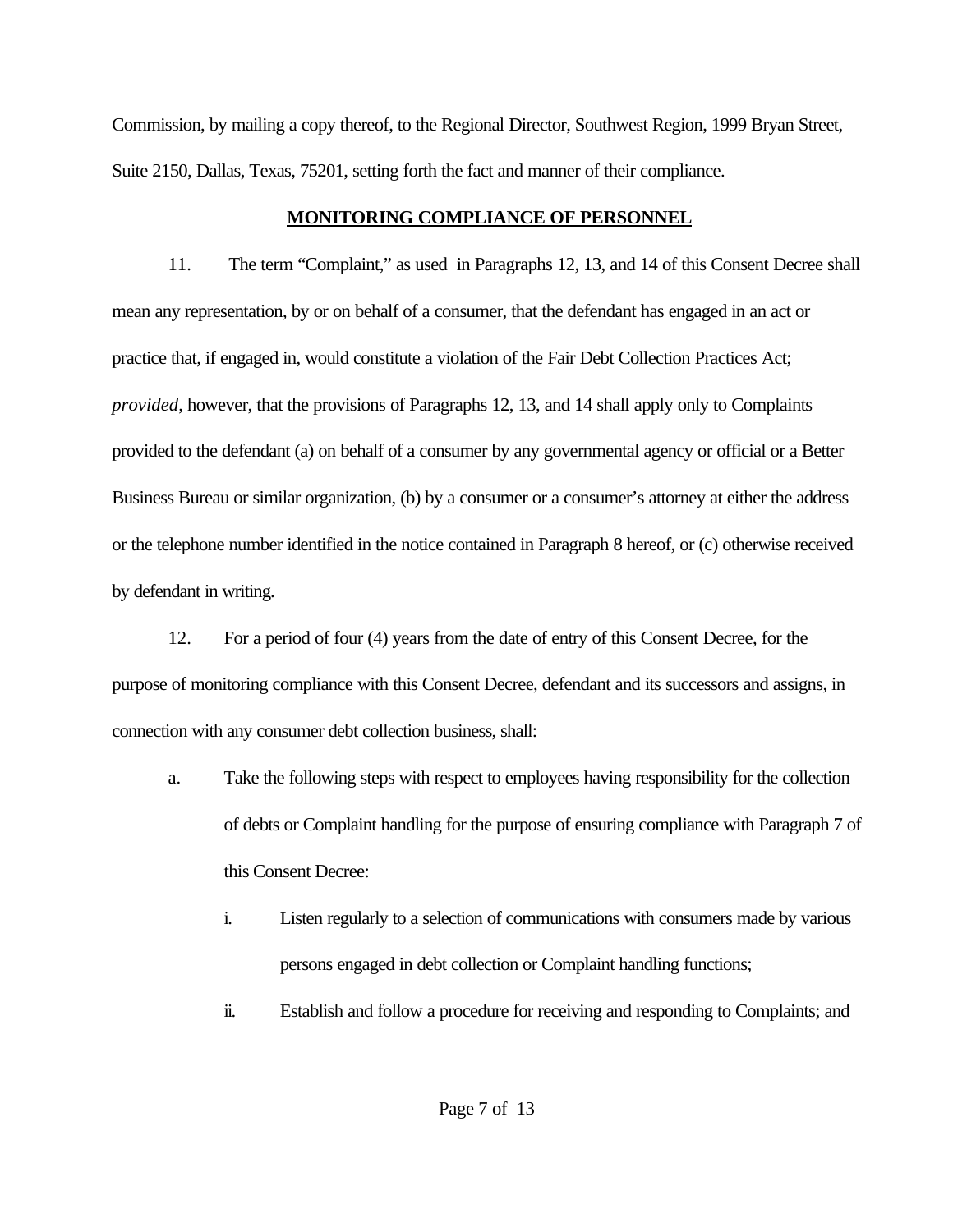Commission, by mailing a copy thereof, to the Regional Director, Southwest Region, 1999 Bryan Street, Suite 2150, Dallas, Texas, 75201, setting forth the fact and manner of their compliance.

## MONITORING COMPLIANCE OF PERSONNEL

11. The term "Complaint," as used in Paragraphs 12, 13, and 14 of this Consent Decree shall mean any representation, by or on behalf of a consumer, that the defendant has engaged in an act or practice that, if engaged in, would constitute a violation of the Fair Debt Collection Practices Act; *provided*, however, that the provisions of Paragraphs 12, 13, and 14 shall apply only to Complaints provided to the defendant (a) on behalf of a consumer by any governmental agency or official or a Better Business Bureau or similar organization, (b) by a consumer or a consumer's attorney at either the address or the telephone number identified in the notice contained in Paragraph 8 hereof, or (c) otherwise received by defendant in writing.

12. For a period of four (4) years from the date of entry of this Consent Decree, for the purpose of monitoring compliance with this Consent Decree, defendant and its successors and assigns, in connection with any consumer debt collection business, shall:

a. Take the following steps with respect to employees having responsibility for the collection of debts or Complaint handling for the purpose of ensuring compliance with Paragraph 7 of this Consent Decree:

   i. Listen regularly to a selection of communications with consumers made by various persons engaged in debt collection or Complaint handling functions;

   ii. Establish and follow a procedure for receiving and responding to Complaints; and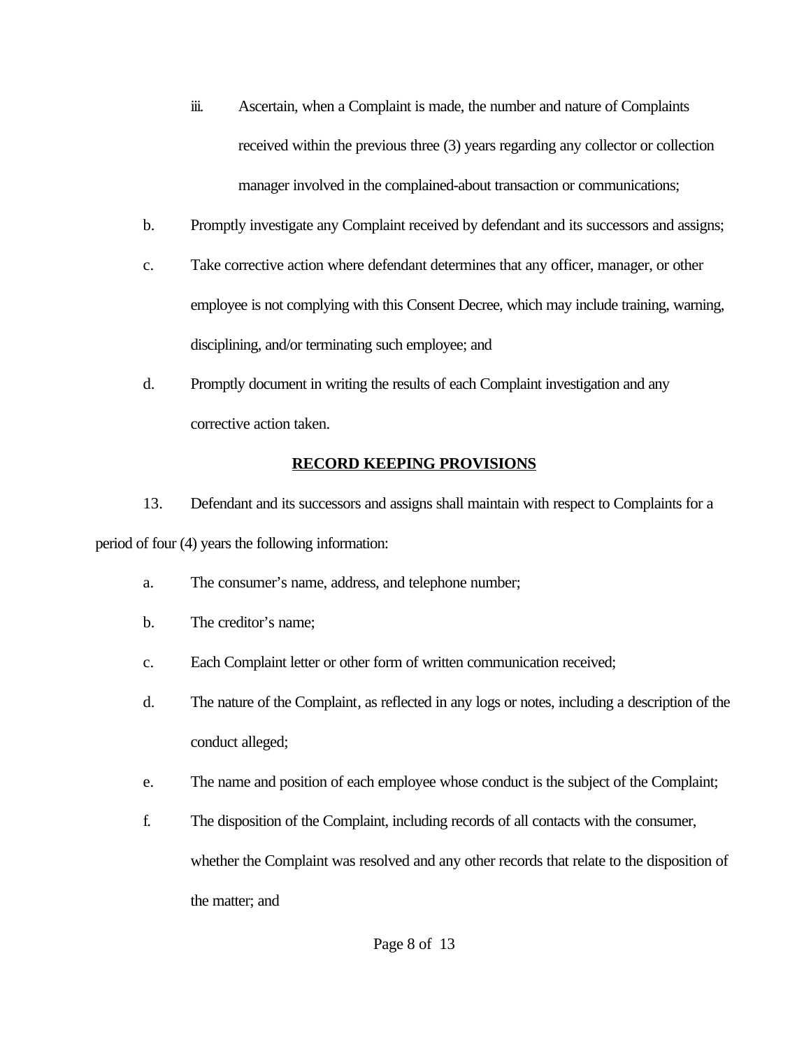iii. Ascertain, when a Complaint is made, the number and nature of Complaints received within the previous three (3) years regarding any collector or collection manager involved in the complained-about transaction or communications;

b. Promptly investigate any Complaint received by defendant and its successors and assigns;

c. Take corrective action where defendant determines that any officer, manager, or other employee is not complying with this Consent Decree, which may include training, warning, disciplining, and/or terminating such employee; and

d. Promptly document in writing the results of each Complaint investigation and any corrective action taken.

**RECORD KEEPING PROVISIONS**

13. Defendant and its successors and assigns shall maintain with respect to Complaints for a period of four (4) years the following information:

a. The consumer's name, address, and telephone number;

b. The creditor's name;

c. Each Complaint letter or other form of written communication received;

d. The nature of the Complaint, as reflected in any logs or notes, including a description of the conduct alleged;

e. The name and position of each employee whose conduct is the subject of the Complaint;

f. The disposition of the Complaint, including records of all contacts with the consumer, whether the Complaint was resolved and any other records that relate to the disposition of the matter; and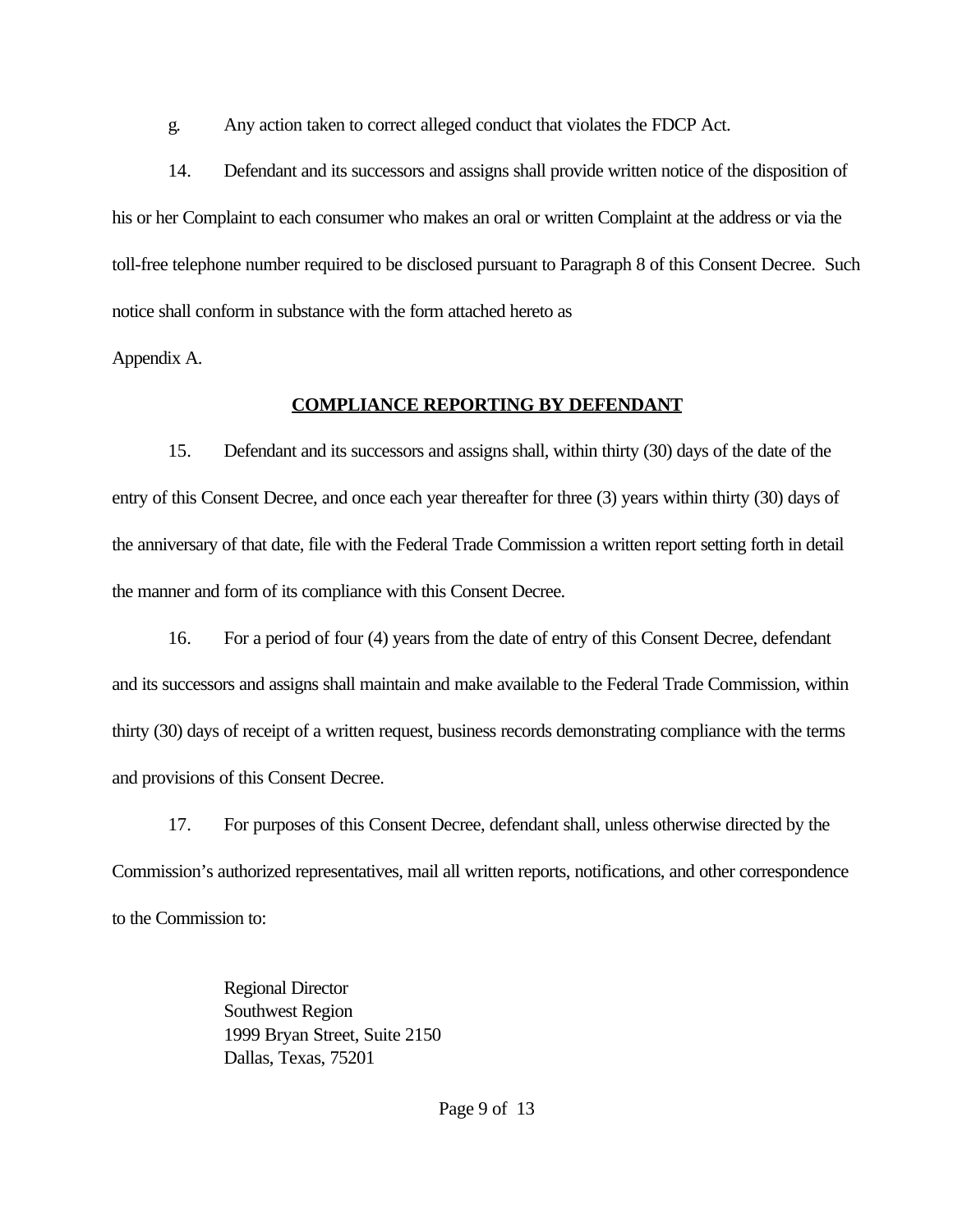g. Any action taken to correct alleged conduct that violates the FDCP Act.

14. Defendant and its successors and assigns shall provide written notice of the disposition of his or her Complaint to each consumer who makes an oral or written Complaint at the address or via the toll-free telephone number required to be disclosed pursuant to Paragraph 8 of this Consent Decree. Such notice shall conform in substance with the form attached hereto as

Appendix A.

## COMPLIANCE REPORTING BY DEFENDANT

15. Defendant and its successors and assigns shall, within thirty (30) days of the date of the entry of this Consent Decree, and once each year thereafter for three (3) years within thirty (30) days of the anniversary of that date, file with the Federal Trade Commission a written report setting forth in detail the manner and form of its compliance with this Consent Decree.

16. For a period of four (4) years from the date of entry of this Consent Decree, defendant and its successors and assigns shall maintain and make available to the Federal Trade Commission, within thirty (30) days of receipt of a written request, business records demonstrating compliance with the terms and provisions of this Consent Decree.

17. For purposes of this Consent Decree, defendant shall, unless otherwise directed by the Commission's authorized representatives, mail all written reports, notifications, and other correspondence to the Commission to:

Regional Director
Southwest Region
1999 Bryan Street, Suite 2150
Dallas, Texas, 75201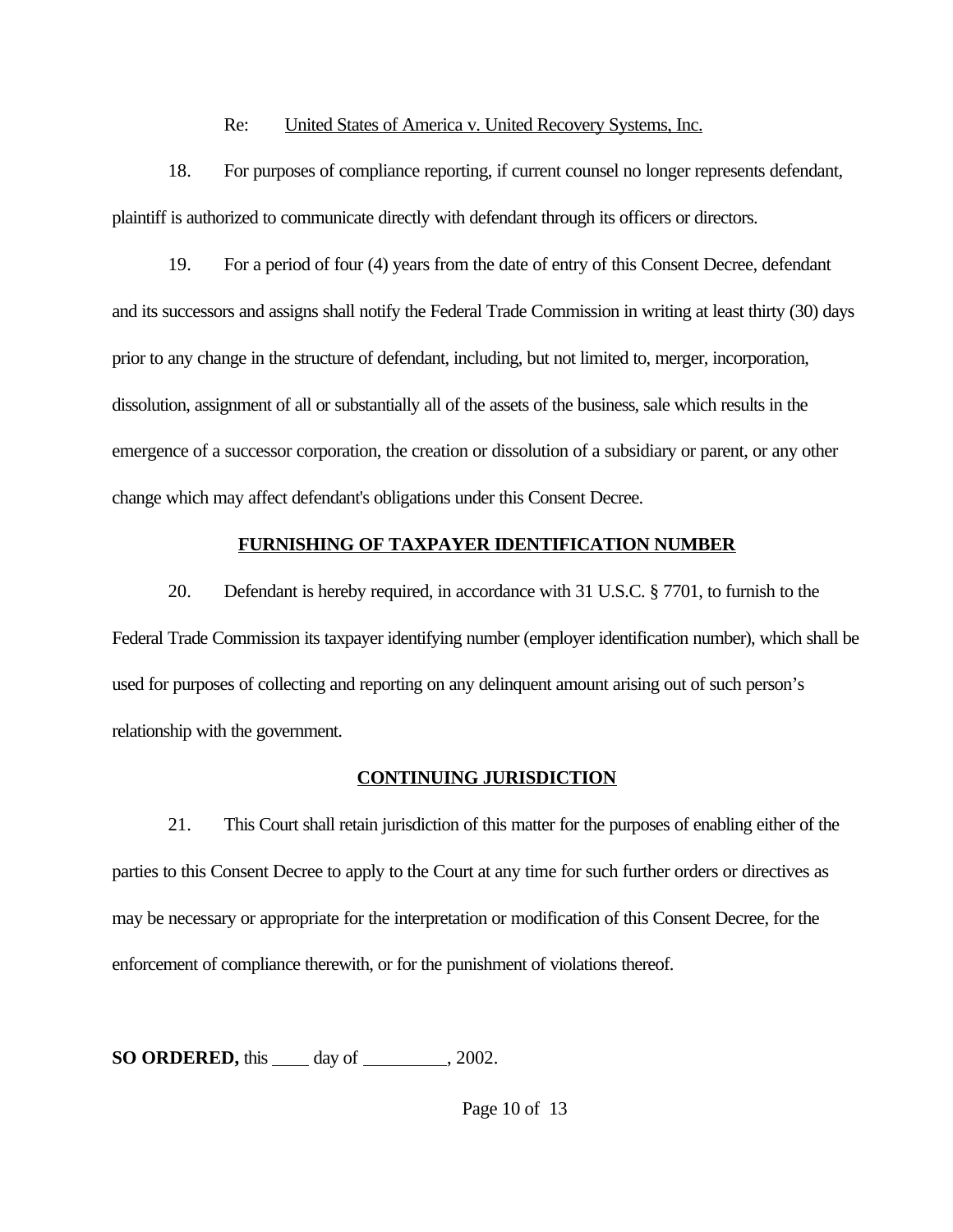Re: United States of America v. United Recovery Systems, Inc.

18. For purposes of compliance reporting, if current counsel no longer represents defendant, plaintiff is authorized to communicate directly with defendant through its officers or directors.

19. For a period of four (4) years from the date of entry of this Consent Decree, defendant and its successors and assigns shall notify the Federal Trade Commission in writing at least thirty (30) days prior to any change in the structure of defendant, including, but not limited to, merger, incorporation, dissolution, assignment of all or substantially all of the assets of the business, sale which results in the emergence of a successor corporation, the creation or dissolution of a subsidiary or parent, or any other change which may affect defendant's obligations under this Consent Decree.

## FURNISHING OF TAXPAYER IDENTIFICATION NUMBER

20. Defendant is hereby required, in accordance with 31 U.S.C. § 7701, to furnish to the Federal Trade Commission its taxpayer identifying number (employer identification number), which shall be used for purposes of collecting and reporting on any delinquent amount arising out of such person's relationship with the government.

## CONTINUING JURISDICTION

21. This Court shall retain jurisdiction of this matter for the purposes of enabling either of the parties to this Consent Decree to apply to the Court at any time for such further orders or directives as may be necessary or appropriate for the interpretation or modification of this Consent Decree, for the enforcement of compliance therewith, or for the punishment of violations thereof.

**SO ORDERED,** this ____ day of _________, 2002.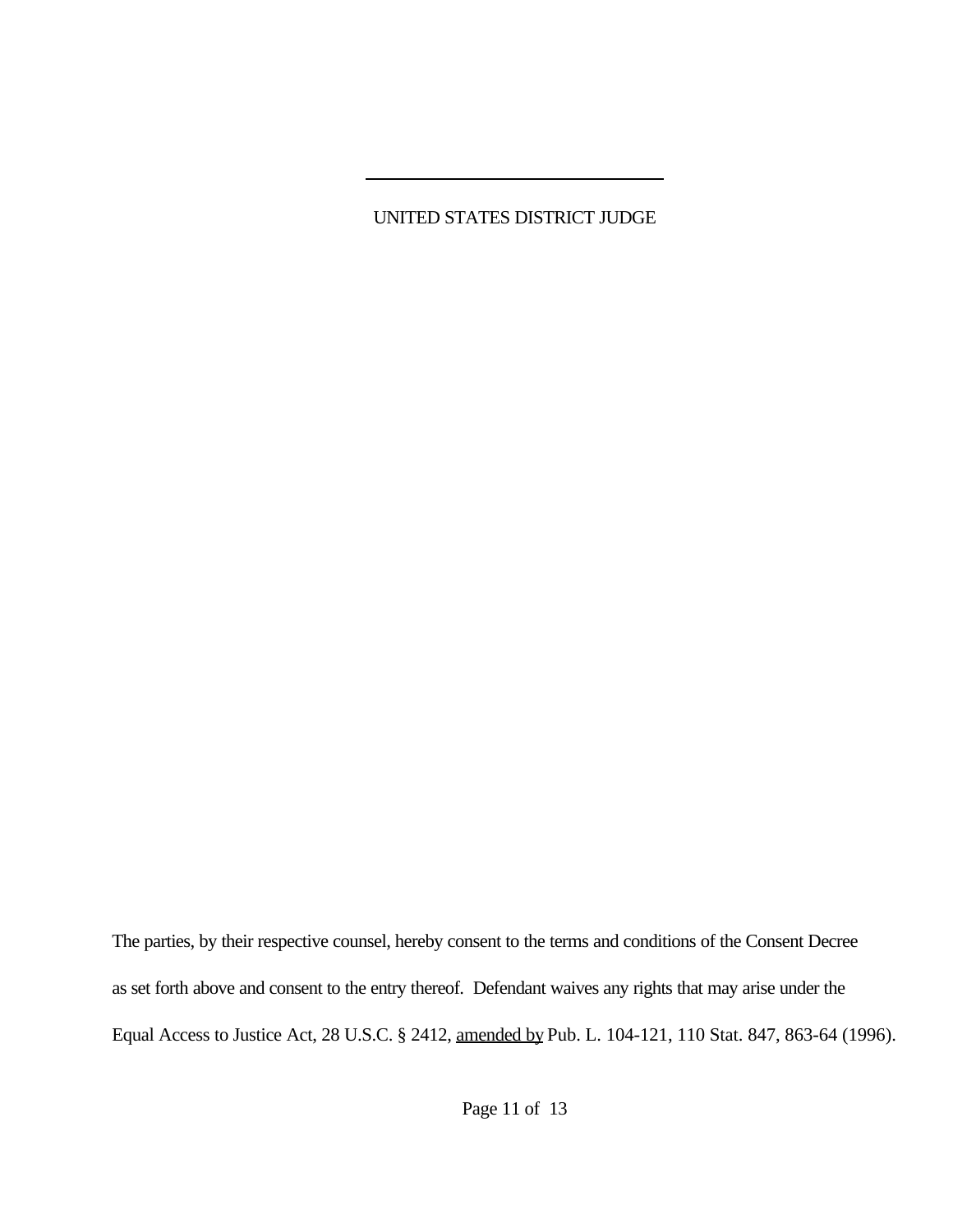\_\_\_\_\_\_\_\_\_\_\_\_\_\_\_\_\_\_\_\_\_\_\_\_\_\_\_\_\_\_

UNITED STATES DISTRICT JUDGE

The parties, by their respective counsel, hereby consent to the terms and conditions of the Consent Decree as set forth above and consent to the entry thereof. Defendant waives any rights that may arise under the Equal Access to Justice Act, 28 U.S.C. § 2412, <u>amended by</u> Pub. L. 104-121, 110 Stat. 847, 863-64 (1996).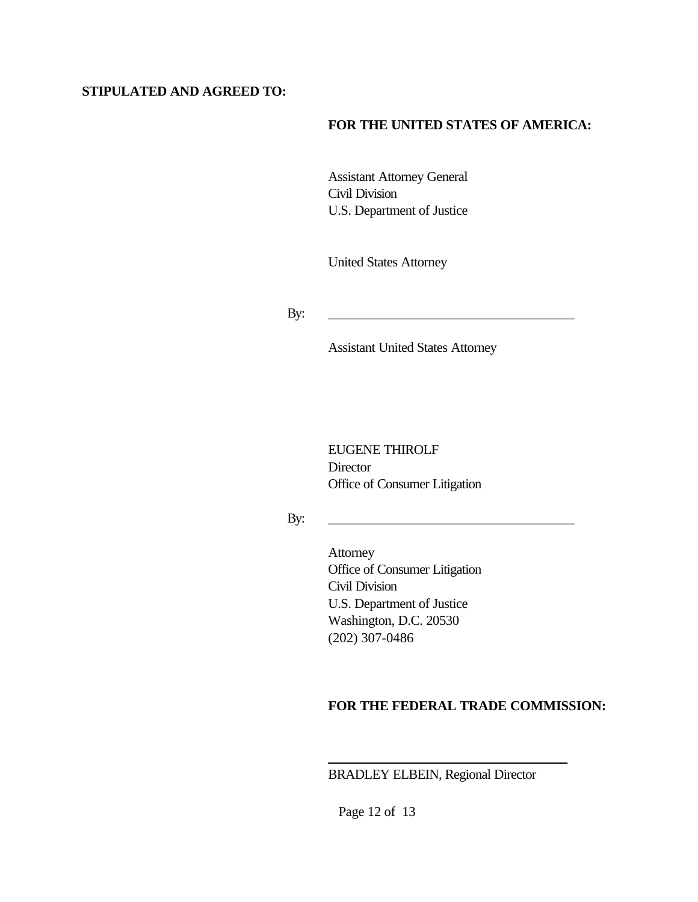**STIPULATED AND AGREED TO:**

**FOR THE UNITED STATES OF AMERICA:**

Assistant Attorney General
Civil Division
U.S. Department of Justice

United States Attorney

By: ______________________________

Assistant United States Attorney

EUGENE THIROLF
Director
Office of Consumer Litigation

By: ______________________________

Attorney
Office of Consumer Litigation
Civil Division
U.S. Department of Justice
Washington, D.C. 20530
(202) 307-0486

**FOR THE FEDERAL TRADE COMMISSION:**

______________________________
BRADLEY ELBEIN, Regional Director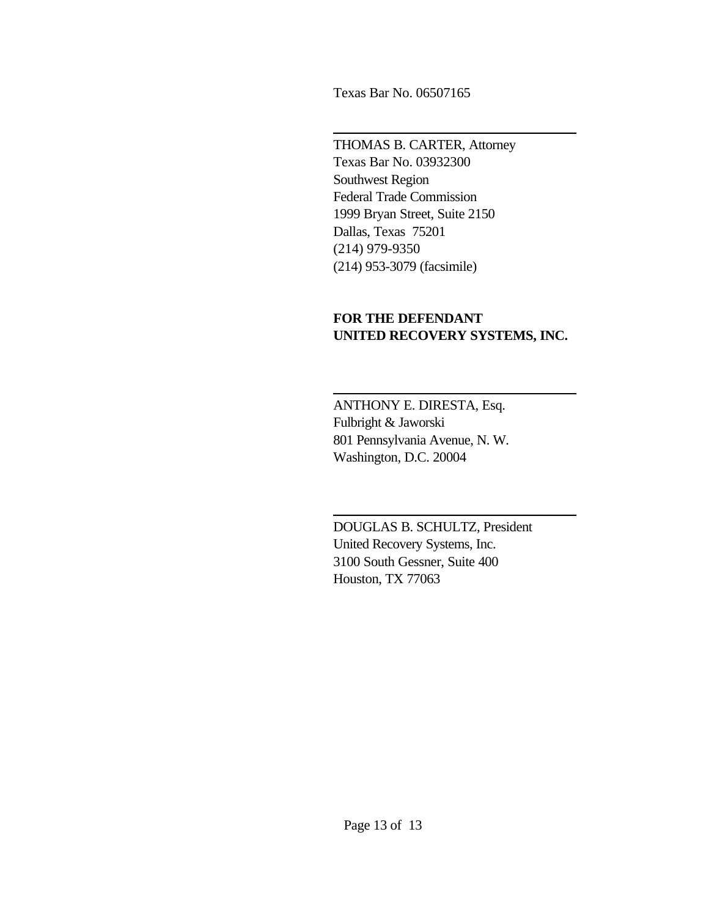Texas Bar No. 06507165

\_\_\_\_\_\_\_\_\_\_\_\_\_\_\_\_\_\_\_\_\_\_\_\_\_\_\_\_\_\_\_\_\_\_

THOMAS B. CARTER, Attorney
Texas Bar No. 03932300
Southwest Region
Federal Trade Commission
1999 Bryan Street, Suite 2150
Dallas, Texas 75201
(214) 979-9350
(214) 953-3079 (facsimile)

**FOR THE DEFENDANT**
**UNITED RECOVERY SYSTEMS, INC.**

\_\_\_\_\_\_\_\_\_\_\_\_\_\_\_\_\_\_\_\_\_\_\_\_\_\_\_\_\_\_\_\_\_\_

ANTHONY E. DIRESTA, Esq.
Fulbright & Jaworski
801 Pennsylvania Avenue, N. W.
Washington, D.C. 20004

\_\_\_\_\_\_\_\_\_\_\_\_\_\_\_\_\_\_\_\_\_\_\_\_\_\_\_\_\_\_\_\_\_\_

DOUGLAS B. SCHULTZ, President
United Recovery Systems, Inc.
3100 South Gessner, Suite 400
Houston, TX 77063